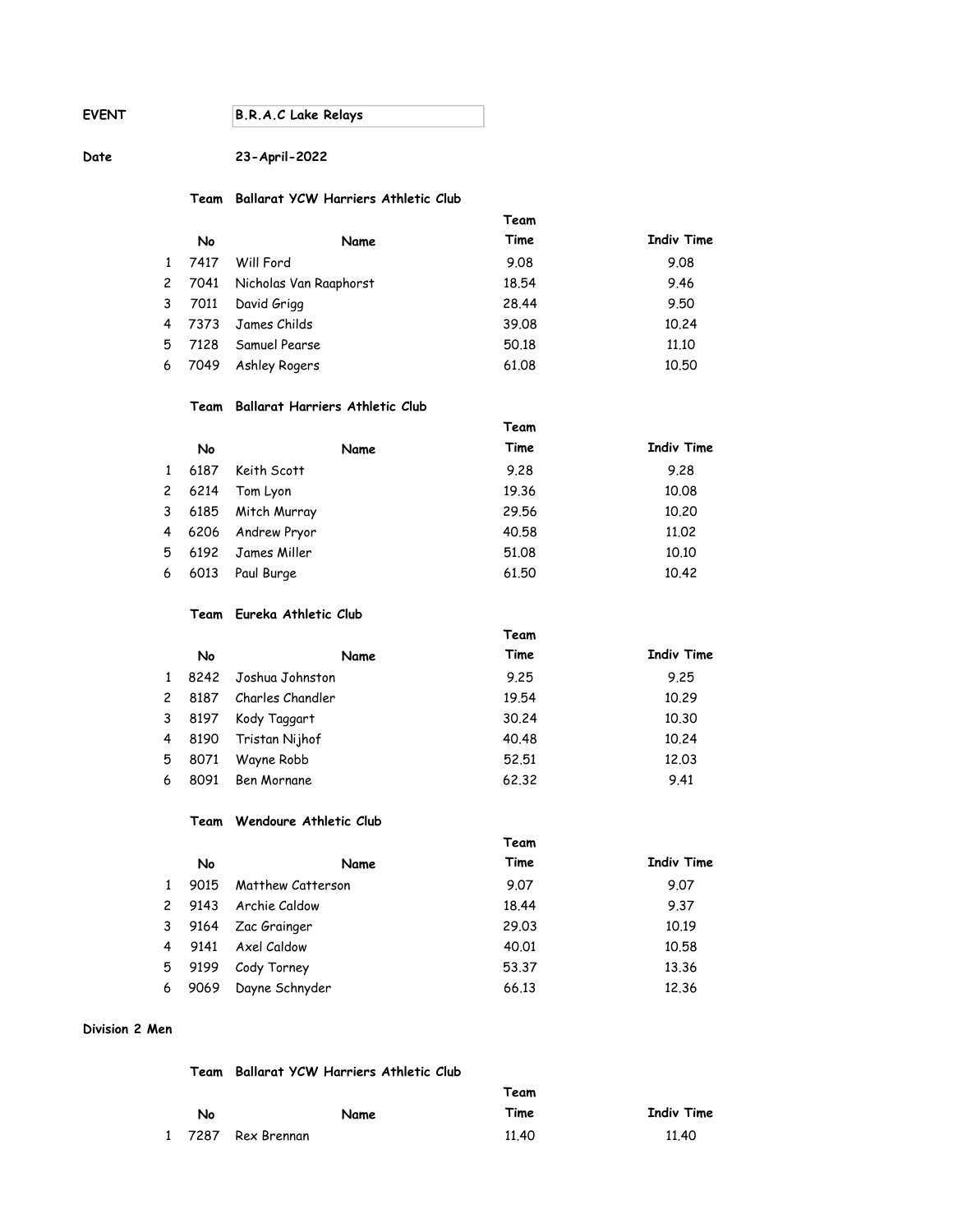**EVENT** **B.R.A.C Lake Relays**

**Date** **23-April-2022**

**Team Ballarat YCW Harriers Athletic Club**

| | No | Name | Team Time | Indiv Time |
|---|---|---|---|---|
| 1 | 7417 | Will Ford | 9.08 | 9.08 |
| 2 | 7041 | Nicholas Van Raaphorst | 18.54 | 9.46 |
| 3 | 7011 | David Grigg | 28.44 | 9.50 |
| 4 | 7373 | James Childs | 39.08 | 10.24 |
| 5 | 7128 | Samuel Pearse | 50.18 | 11.10 |
| 6 | 7049 | Ashley Rogers | 61.08 | 10.50 |

**Team Ballarat Harriers Athletic Club**

| | No | Name | Team Time | Indiv Time |
|---|---|---|---|---|
| 1 | 6187 | Keith Scott | 9.28 | 9.28 |
| 2 | 6214 | Tom Lyon | 19.36 | 10.08 |
| 3 | 6185 | Mitch Murray | 29.56 | 10.20 |
| 4 | 6206 | Andrew Pryor | 40.58 | 11.02 |
| 5 | 6192 | James Miller | 51.08 | 10.10 |
| 6 | 6013 | Paul Burge | 61.50 | 10.42 |

**Team Eureka Athletic Club**

| | No | Name | Team Time | Indiv Time |
|---|---|---|---|---|
| 1 | 8242 | Joshua Johnston | 9.25 | 9.25 |
| 2 | 8187 | Charles Chandler | 19.54 | 10.29 |
| 3 | 8197 | Kody Taggart | 30.24 | 10.30 |
| 4 | 8190 | Tristan Nijhof | 40.48 | 10.24 |
| 5 | 8071 | Wayne Robb | 52.51 | 12.03 |
| 6 | 8091 | Ben Mornane | 62.32 | 9.41 |

**Team Wendoure Athletic Club**

| | No | Name | Team Time | Indiv Time |
|---|---|---|---|---|
| 1 | 9015 | Matthew Catterson | 9.07 | 9.07 |
| 2 | 9143 | Archie Caldow | 18.44 | 9.37 |
| 3 | 9164 | Zac Grainger | 29.03 | 10.19 |
| 4 | 9141 | Axel Caldow | 40.01 | 10.58 |
| 5 | 9199 | Cody Torney | 53.37 | 13.36 |
| 6 | 9069 | Dayne Schnyder | 66.13 | 12.36 |

**Division 2 Men**

**Team Ballarat YCW Harriers Athletic Club**

| | No | Name | Team Time | Indiv Time |
|---|---|---|---|---|
| 1 | 7287 | Rex Brennan | 11.40 | 11.40 |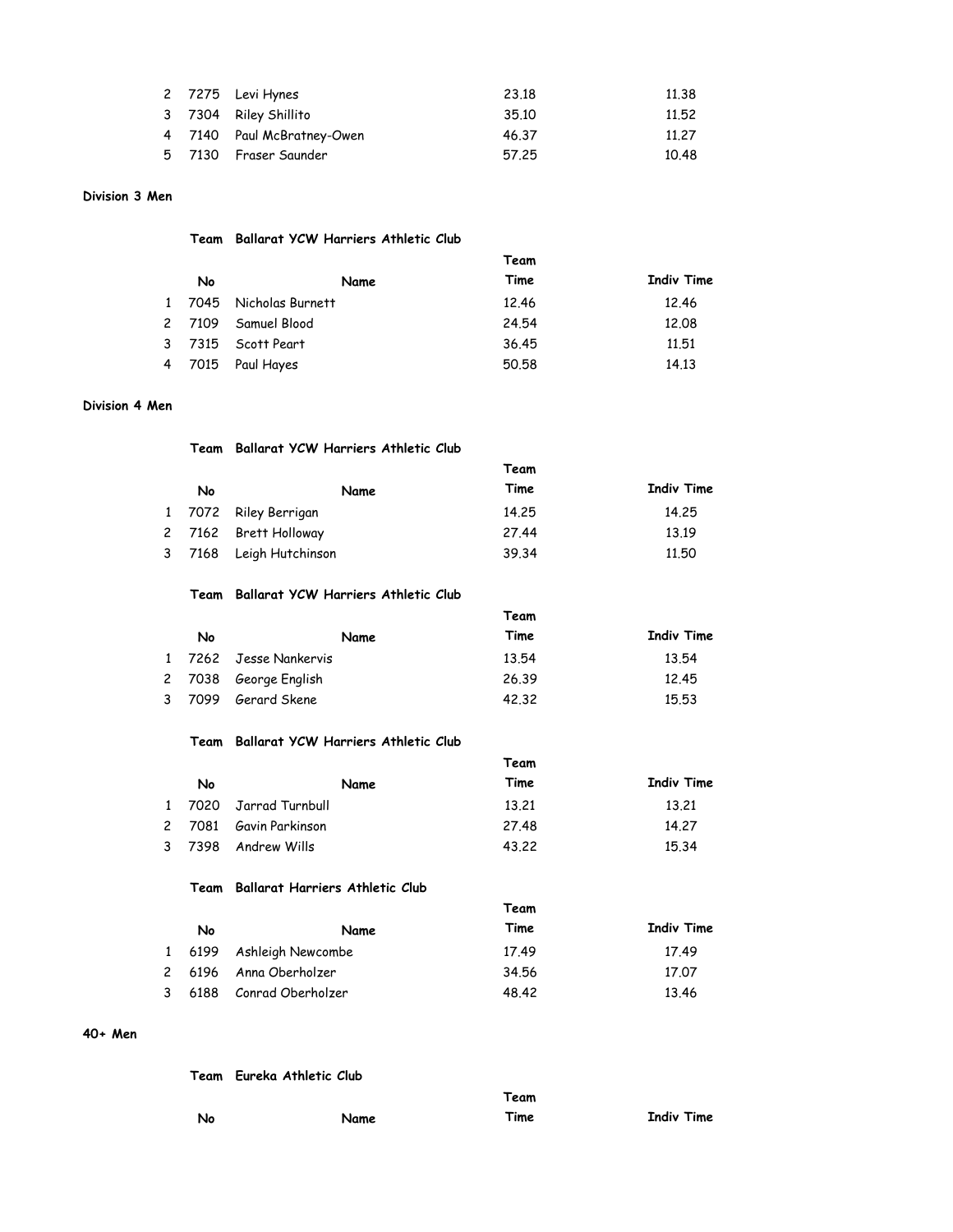| | No | Name | Team Time | Indiv Time |
|---|---|---|---|---|
| 2 | 7275 | Levi Hynes | 23.18 | 11.38 |
| 3 | 7304 | Riley Shillito | 35.10 | 11.52 |
| 4 | 7140 | Paul McBratney-Owen | 46.37 | 11.27 |
| 5 | 7130 | Fraser Saunder | 57.25 | 10.48 |

**Division 3 Men**

**Team Ballarat YCW Harriers Athletic Club**

| | No | Name | Team Time | Indiv Time |
|---|---|---|---|---|
| 1 | 7045 | Nicholas Burnett | 12.46 | 12.46 |
| 2 | 7109 | Samuel Blood | 24.54 | 12.08 |
| 3 | 7315 | Scott Peart | 36.45 | 11.51 |
| 4 | 7015 | Paul Hayes | 50.58 | 14.13 |

**Division 4 Men**

**Team Ballarat YCW Harriers Athletic Club**

| | No | Name | Team Time | Indiv Time |
|---|---|---|---|---|
| 1 | 7072 | Riley Berrigan | 14.25 | 14.25 |
| 2 | 7162 | Brett Holloway | 27.44 | 13.19 |
| 3 | 7168 | Leigh Hutchinson | 39.34 | 11.50 |

**Team Ballarat YCW Harriers Athletic Club**

| | No | Name | Team Time | Indiv Time |
|---|---|---|---|---|
| 1 | 7262 | Jesse Nankervis | 13.54 | 13.54 |
| 2 | 7038 | George English | 26.39 | 12.45 |
| 3 | 7099 | Gerard Skene | 42.32 | 15.53 |

**Team Ballarat YCW Harriers Athletic Club**

| | No | Name | Team Time | Indiv Time |
|---|---|---|---|---|
| 1 | 7020 | Jarrad Turnbull | 13.21 | 13.21 |
| 2 | 7081 | Gavin Parkinson | 27.48 | 14.27 |
| 3 | 7398 | Andrew Wills | 43.22 | 15.34 |

**Team Ballarat Harriers Athletic Club**

| | No | Name | Team Time | Indiv Time |
|---|---|---|---|---|
| 1 | 6199 | Ashleigh Newcombe | 17.49 | 17.49 |
| 2 | 6196 | Anna Oberholzer | 34.56 | 17.07 |
| 3 | 6188 | Conrad Oberholzer | 48.42 | 13.46 |

**40+ Men**

**Team Eureka Athletic Club**

| | No | Name | Team Time | Indiv Time |
|---|---|---|---|---|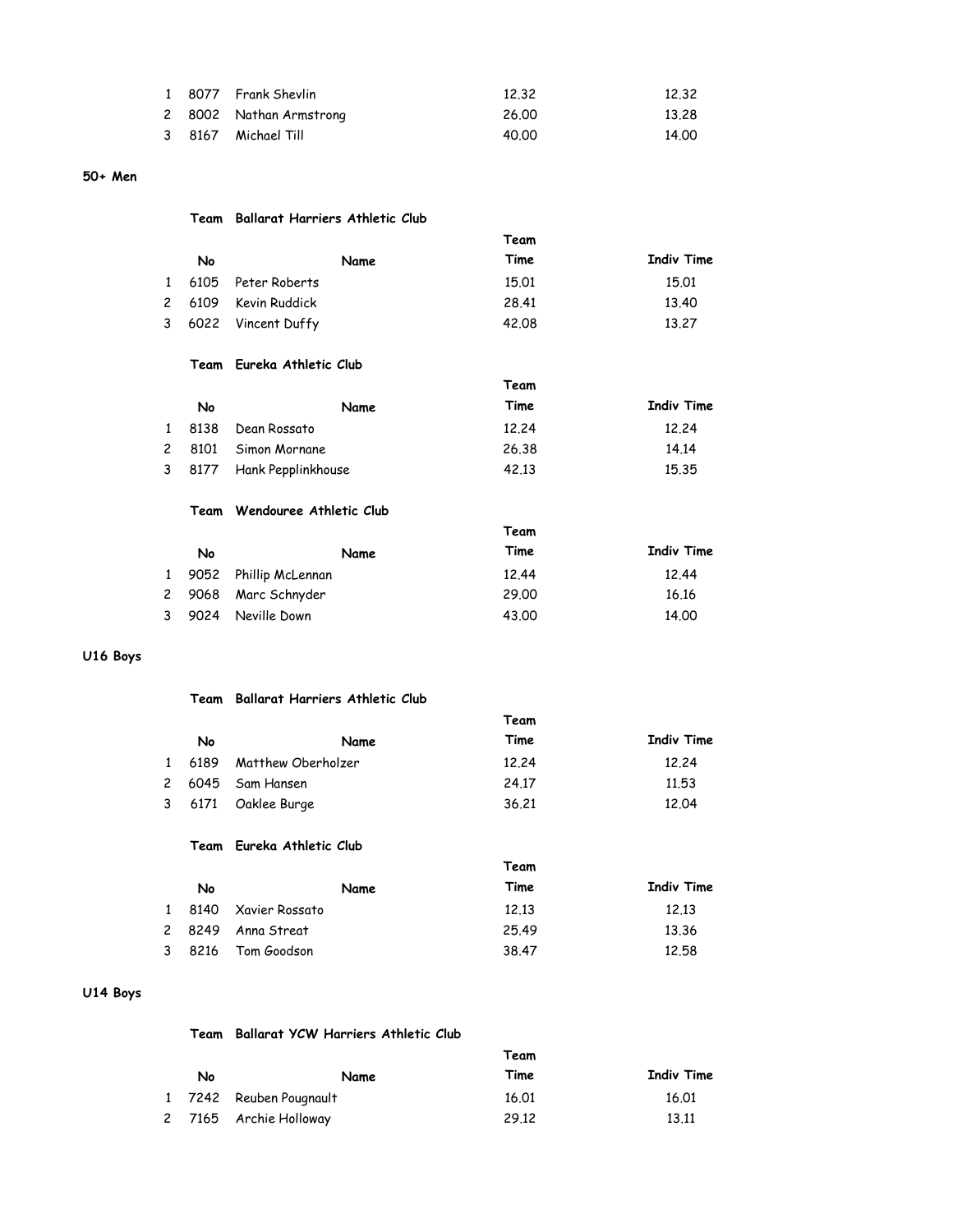| | No | Name | Team Time | Indiv Time |
|---|---|---|---|---|
| 1 | 8077 | Frank Shevlin | 12.32 | 12.32 |
| 2 | 8002 | Nathan Armstrong | 26.00 | 13.28 |
| 3 | 8167 | Michael Till | 40.00 | 14.00 |

**50+ Men**

**Team Ballarat Harriers Athletic Club**

| | No | Name | Team Time | Indiv Time |
|---|---|---|---|---|
| 1 | 6105 | Peter Roberts | 15.01 | 15.01 |
| 2 | 6109 | Kevin Ruddick | 28.41 | 13.40 |
| 3 | 6022 | Vincent Duffy | 42.08 | 13.27 |

**Team Eureka Athletic Club**

| | No | Name | Team Time | Indiv Time |
|---|---|---|---|---|
| 1 | 8138 | Dean Rossato | 12.24 | 12.24 |
| 2 | 8101 | Simon Mornane | 26.38 | 14.14 |
| 3 | 8177 | Hank Pepplinkhouse | 42.13 | 15.35 |

**Team Wendouree Athletic Club**

| | No | Name | Team Time | Indiv Time |
|---|---|---|---|---|
| 1 | 9052 | Phillip McLennan | 12.44 | 12.44 |
| 2 | 9068 | Marc Schnyder | 29.00 | 16.16 |
| 3 | 9024 | Neville Down | 43.00 | 14.00 |

**U16 Boys**

**Team Ballarat Harriers Athletic Club**

| | No | Name | Team Time | Indiv Time |
|---|---|---|---|---|
| 1 | 6189 | Matthew Oberholzer | 12.24 | 12.24 |
| 2 | 6045 | Sam Hansen | 24.17 | 11.53 |
| 3 | 6171 | Oaklee Burge | 36.21 | 12.04 |

**Team Eureka Athletic Club**

| | No | Name | Team Time | Indiv Time |
|---|---|---|---|---|
| 1 | 8140 | Xavier Rossato | 12.13 | 12.13 |
| 2 | 8249 | Anna Streat | 25.49 | 13.36 |
| 3 | 8216 | Tom Goodson | 38.47 | 12.58 |

**U14 Boys**

**Team Ballarat YCW Harriers Athletic Club**

| | No | Name | Team Time | Indiv Time |
|---|---|---|---|---|
| 1 | 7242 | Reuben Pougnault | 16.01 | 16.01 |
| 2 | 7165 | Archie Holloway | 29.12 | 13.11 |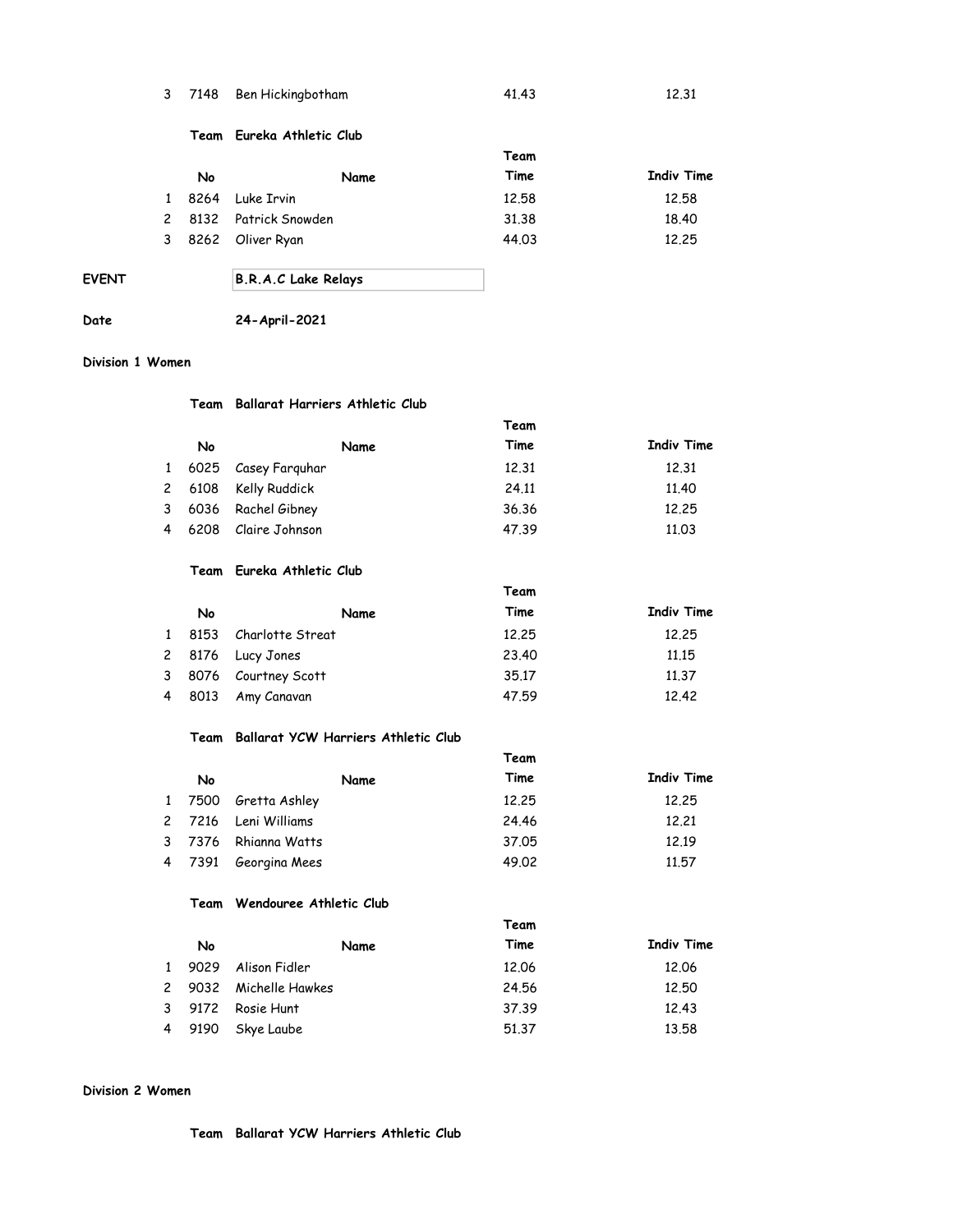| | No | Name | Team Time | Indiv Time |
|---|---|---|---|---|
| 3 | 7148 | Ben Hickingbotham | 41.43 | 12.31 |

**Team Eureka Athletic Club**

| | No | Name | Team Time | Indiv Time |
|---|---|---|---|---|
| 1 | 8264 | Luke Irvin | 12.58 | 12.58 |
| 2 | 8132 | Patrick Snowden | 31.38 | 18.40 |
| 3 | 8262 | Oliver Ryan | 44.03 | 12.25 |

**EVENT** **B.R.A.C Lake Relays**

**Date** **24-April-2021**

## Division 1 Women

**Team Ballarat Harriers Athletic Club**

| | No | Name | Team Time | Indiv Time |
|---|---|---|---|---|
| 1 | 6025 | Casey Farquhar | 12.31 | 12.31 |
| 2 | 6108 | Kelly Ruddick | 24.11 | 11.40 |
| 3 | 6036 | Rachel Gibney | 36.36 | 12.25 |
| 4 | 6208 | Claire Johnson | 47.39 | 11.03 |

**Team Eureka Athletic Club**

| | No | Name | Team Time | Indiv Time |
|---|---|---|---|---|
| 1 | 8153 | Charlotte Streat | 12.25 | 12.25 |
| 2 | 8176 | Lucy Jones | 23.40 | 11.15 |
| 3 | 8076 | Courtney Scott | 35.17 | 11.37 |
| 4 | 8013 | Amy Canavan | 47.59 | 12.42 |

**Team Ballarat YCW Harriers Athletic Club**

| | No | Name | Team Time | Indiv Time |
|---|---|---|---|---|
| 1 | 7500 | Gretta Ashley | 12.25 | 12.25 |
| 2 | 7216 | Leni Williams | 24.46 | 12.21 |
| 3 | 7376 | Rhianna Watts | 37.05 | 12.19 |
| 4 | 7391 | Georgina Mees | 49.02 | 11.57 |

**Team Wendouree Athletic Club**

| | No | Name | Team Time | Indiv Time |
|---|---|---|---|---|
| 1 | 9029 | Alison Fidler | 12.06 | 12.06 |
| 2 | 9032 | Michelle Hawkes | 24.56 | 12.50 |
| 3 | 9172 | Rosie Hunt | 37.39 | 12.43 |
| 4 | 9190 | Skye Laube | 51.37 | 13.58 |

## Division 2 Women

**Team Ballarat YCW Harriers Athletic Club**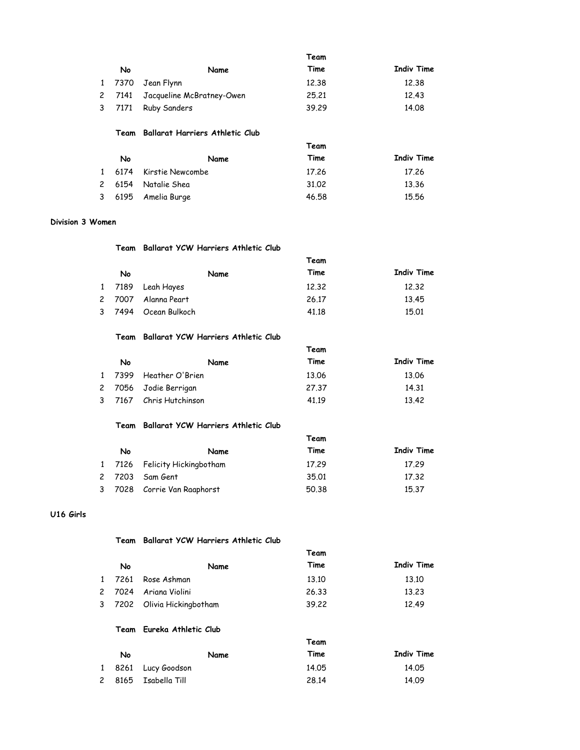| | No | Name | Team Time | Indiv Time |
|---|---|---|---|---|
| 1 | 7370 | Jean Flynn | 12.38 | 12.38 |
| 2 | 7141 | Jacqueline McBratney-Owen | 25.21 | 12.43 |
| 3 | 7171 | Ruby Sanders | 39.29 | 14.08 |

**Team Ballarat Harriers Athletic Club**

| | No | Name | Team Time | Indiv Time |
|---|---|---|---|---|
| 1 | 6174 | Kirstie Newcombe | 17.26 | 17.26 |
| 2 | 6154 | Natalie Shea | 31.02 | 13.36 |
| 3 | 6195 | Amelia Burge | 46.58 | 15.56 |

**Division 3 Women**

**Team Ballarat YCW Harriers Athletic Club**

| | No | Name | Team Time | Indiv Time |
|---|---|---|---|---|
| 1 | 7189 | Leah Hayes | 12.32 | 12.32 |
| 2 | 7007 | Alanna Peart | 26.17 | 13.45 |
| 3 | 7494 | Ocean Bulkoch | 41.18 | 15.01 |

**Team Ballarat YCW Harriers Athletic Club**

| | No | Name | Team Time | Indiv Time |
|---|---|---|---|---|
| 1 | 7399 | Heather O'Brien | 13.06 | 13.06 |
| 2 | 7056 | Jodie Berrigan | 27.37 | 14.31 |
| 3 | 7167 | Chris Hutchinson | 41.19 | 13.42 |

**Team Ballarat YCW Harriers Athletic Club**

| | No | Name | Team Time | Indiv Time |
|---|---|---|---|---|
| 1 | 7126 | Felicity Hickingbotham | 17.29 | 17.29 |
| 2 | 7203 | Sam Gent | 35.01 | 17.32 |
| 3 | 7028 | Corrie Van Raaphorst | 50.38 | 15.37 |

**U16 Girls**

**Team Ballarat YCW Harriers Athletic Club**

| | No | Name | Team Time | Indiv Time |
|---|---|---|---|---|
| 1 | 7261 | Rose Ashman | 13.10 | 13.10 |
| 2 | 7024 | Ariana Violini | 26.33 | 13.23 |
| 3 | 7202 | Olivia Hickingbotham | 39.22 | 12.49 |

**Team Eureka Athletic Club**

| | No | Name | Team Time | Indiv Time |
|---|---|---|---|---|
| 1 | 8261 | Lucy Goodson | 14.05 | 14.05 |
| 2 | 8165 | Isabella Till | 28.14 | 14.09 |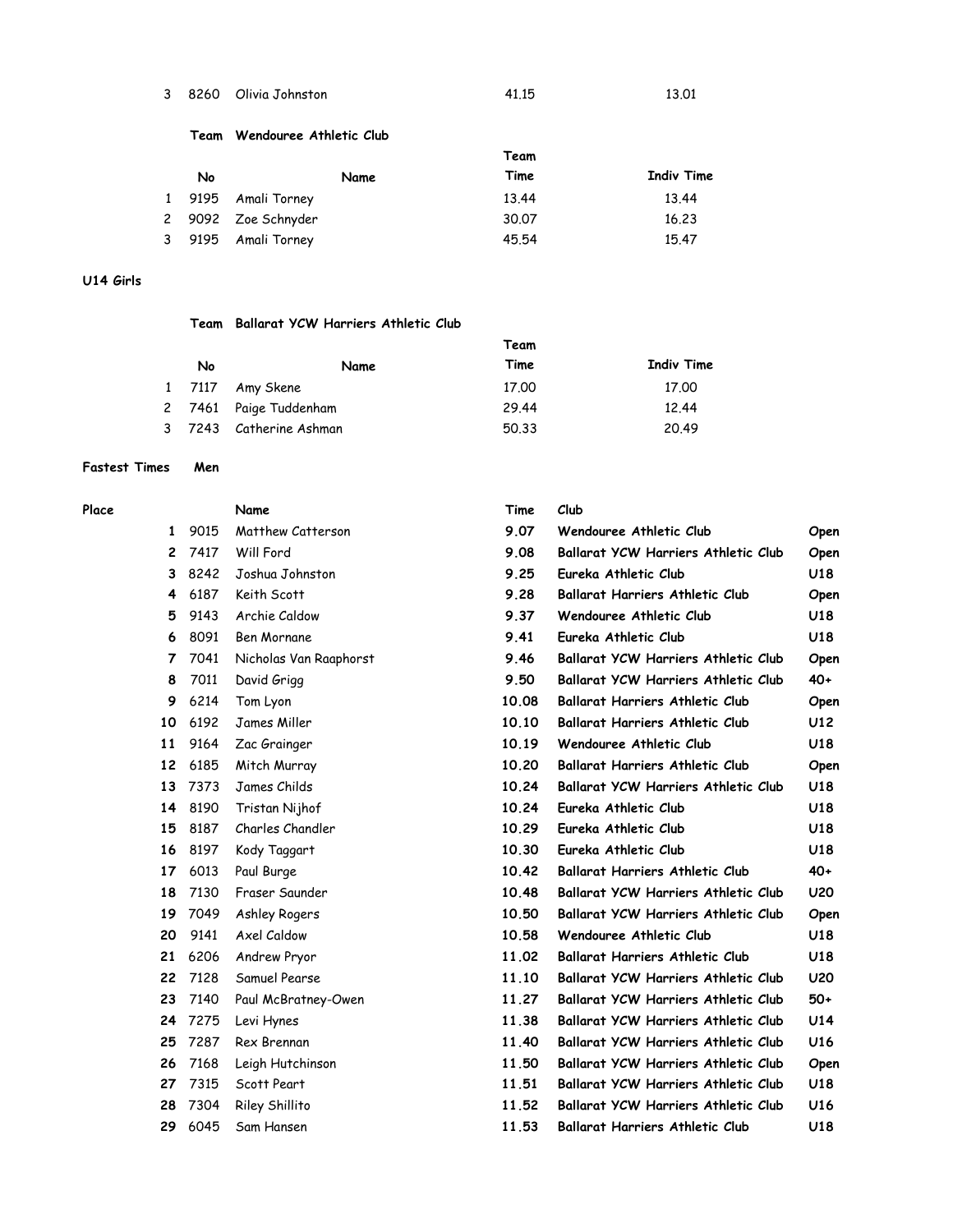| | No | Name | Team Time | Indiv Time |
|---|---|---|---|---|
| 3 | 8260 | Olivia Johnston | 41.15 | 13.01 |

**Team** **Wendouree Athletic Club**

| | No | Name | Team Time | Indiv Time |
|---|---|---|---|---|
| 1 | 9195 | Amali Torney | 13.44 | 13.44 |
| 2 | 9092 | Zoe Schnyder | 30.07 | 16.23 |
| 3 | 9195 | Amali Torney | 45.54 | 15.47 |

**U14 Girls**

**Team** **Ballarat YCW Harriers Athletic Club**

| | No | Name | Team Time | Indiv Time |
|---|---|---|---|---|
| 1 | 7117 | Amy Skene | 17.00 | 17.00 |
| 2 | 7461 | Paige Tuddenham | 29.44 | 12.44 |
| 3 | 7243 | Catherine Ashman | 50.33 | 20.49 |

**Fastest Times** **Men**

| Place | | Name | Time | Club | |
|---|---|---|---|---|---|
| 1 | 9015 | Matthew Catterson | 9.07 | Wendouree Athletic Club | Open |
| 2 | 7417 | Will Ford | 9.08 | Ballarat YCW Harriers Athletic Club | Open |
| 3 | 8242 | Joshua Johnston | 9.25 | Eureka Athletic Club | U18 |
| 4 | 6187 | Keith Scott | 9.28 | Ballarat Harriers Athletic Club | Open |
| 5 | 9143 | Archie Caldow | 9.37 | Wendouree Athletic Club | U18 |
| 6 | 8091 | Ben Mornane | 9.41 | Eureka Athletic Club | U18 |
| 7 | 7041 | Nicholas Van Raaphorst | 9.46 | Ballarat YCW Harriers Athletic Club | Open |
| 8 | 7011 | David Grigg | 9.50 | Ballarat YCW Harriers Athletic Club | 40+ |
| 9 | 6214 | Tom Lyon | 10.08 | Ballarat Harriers Athletic Club | Open |
| 10 | 6192 | James Miller | 10.10 | Ballarat Harriers Athletic Club | U12 |
| 11 | 9164 | Zac Grainger | 10.19 | Wendouree Athletic Club | U18 |
| 12 | 6185 | Mitch Murray | 10.20 | Ballarat Harriers Athletic Club | Open |
| 13 | 7373 | James Childs | 10.24 | Ballarat YCW Harriers Athletic Club | U18 |
| 14 | 8190 | Tristan Nijhof | 10.24 | Eureka Athletic Club | U18 |
| 15 | 8187 | Charles Chandler | 10.29 | Eureka Athletic Club | U18 |
| 16 | 8197 | Kody Taggart | 10.30 | Eureka Athletic Club | U18 |
| 17 | 6013 | Paul Burge | 10.42 | Ballarat Harriers Athletic Club | 40+ |
| 18 | 7130 | Fraser Saunder | 10.48 | Ballarat YCW Harriers Athletic Club | U20 |
| 19 | 7049 | Ashley Rogers | 10.50 | Ballarat YCW Harriers Athletic Club | Open |
| 20 | 9141 | Axel Caldow | 10.58 | Wendouree Athletic Club | U18 |
| 21 | 6206 | Andrew Pryor | 11.02 | Ballarat Harriers Athletic Club | U18 |
| 22 | 7128 | Samuel Pearse | 11.10 | Ballarat YCW Harriers Athletic Club | U20 |
| 23 | 7140 | Paul McBratney-Owen | 11.27 | Ballarat YCW Harriers Athletic Club | 50+ |
| 24 | 7275 | Levi Hynes | 11.38 | Ballarat YCW Harriers Athletic Club | U14 |
| 25 | 7287 | Rex Brennan | 11.40 | Ballarat YCW Harriers Athletic Club | U16 |
| 26 | 7168 | Leigh Hutchinson | 11.50 | Ballarat YCW Harriers Athletic Club | Open |
| 27 | 7315 | Scott Peart | 11.51 | Ballarat YCW Harriers Athletic Club | U18 |
| 28 | 7304 | Riley Shillito | 11.52 | Ballarat YCW Harriers Athletic Club | U16 |
| 29 | 6045 | Sam Hansen | 11.53 | Ballarat Harriers Athletic Club | U18 |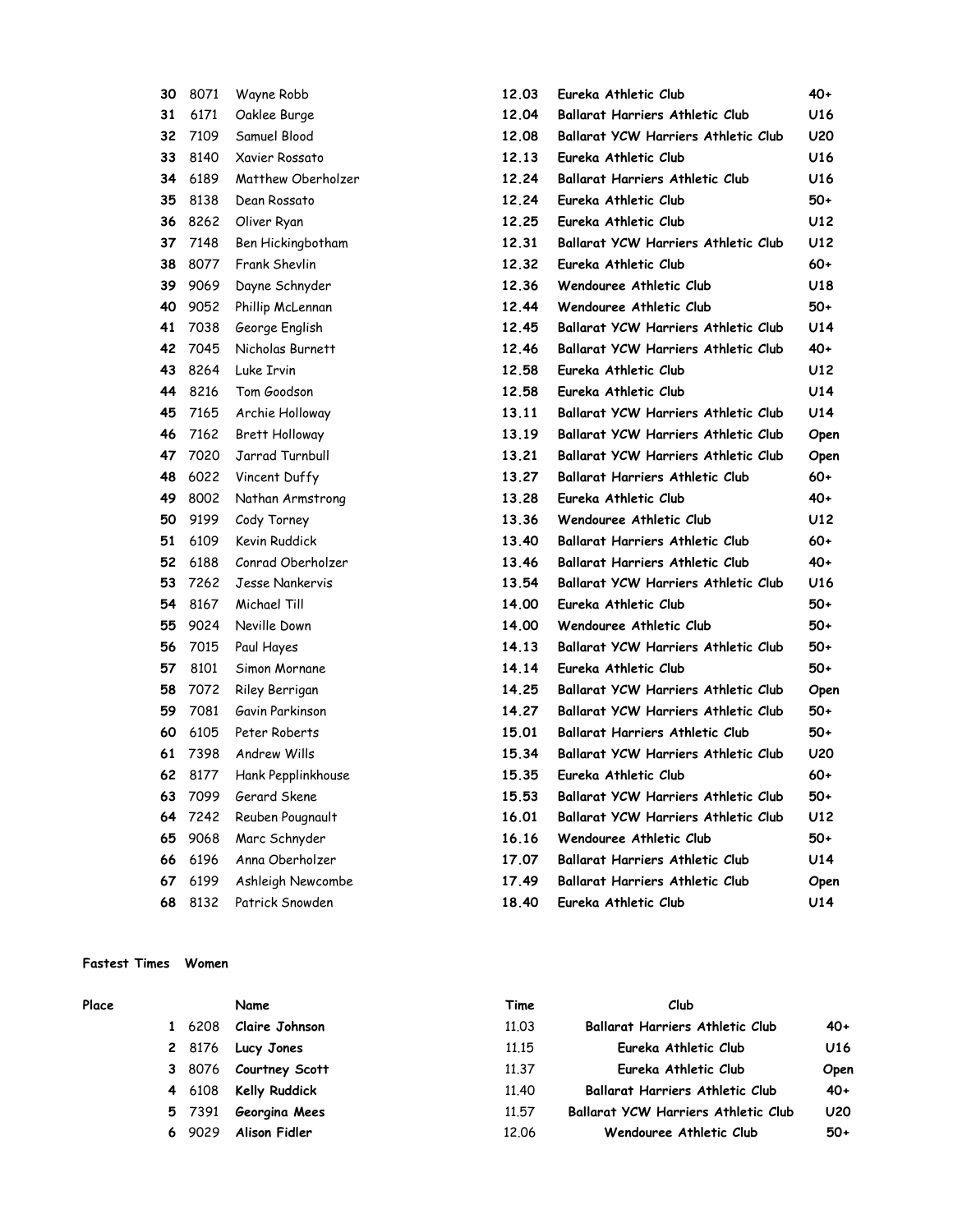| | | | | | |
|---|---|---|---|---|---|
| **30** | 8071 | Wayne Robb | **12.03** | **Eureka Athletic Club** | **40+** |
| **31** | 6171 | Oaklee Burge | **12.04** | **Ballarat Harriers Athletic Club** | **U16** |
| **32** | 7109 | Samuel Blood | **12.08** | **Ballarat YCW Harriers Athletic Club** | **U20** |
| **33** | 8140 | Xavier Rossato | **12.13** | **Eureka Athletic Club** | **U16** |
| **34** | 6189 | Matthew Oberholzer | **12.24** | **Ballarat Harriers Athletic Club** | **U16** |
| **35** | 8138 | Dean Rossato | **12.24** | **Eureka Athletic Club** | **50+** |
| **36** | 8262 | Oliver Ryan | **12.25** | **Eureka Athletic Club** | **U12** |
| **37** | 7148 | Ben Hickingbotham | **12.31** | **Ballarat YCW Harriers Athletic Club** | **U12** |
| **38** | 8077 | Frank Shevlin | **12.32** | **Eureka Athletic Club** | **60+** |
| **39** | 9069 | Dayne Schnyder | **12.36** | **Wendouree Athletic Club** | **U18** |
| **40** | 9052 | Phillip McLennan | **12.44** | **Wendouree Athletic Club** | **50+** |
| **41** | 7038 | George English | **12.45** | **Ballarat YCW Harriers Athletic Club** | **U14** |
| **42** | 7045 | Nicholas Burnett | **12.46** | **Ballarat YCW Harriers Athletic Club** | **40+** |
| **43** | 8264 | Luke Irvin | **12.58** | **Eureka Athletic Club** | **U12** |
| **44** | 8216 | Tom Goodson | **12.58** | **Eureka Athletic Club** | **U14** |
| **45** | 7165 | Archie Holloway | **13.11** | **Ballarat YCW Harriers Athletic Club** | **U14** |
| **46** | 7162 | Brett Holloway | **13.19** | **Ballarat YCW Harriers Athletic Club** | **Open** |
| **47** | 7020 | Jarrad Turnbull | **13.21** | **Ballarat YCW Harriers Athletic Club** | **Open** |
| **48** | 6022 | Vincent Duffy | **13.27** | **Ballarat Harriers Athletic Club** | **60+** |
| **49** | 8002 | Nathan Armstrong | **13.28** | **Eureka Athletic Club** | **40+** |
| **50** | 9199 | Cody Torney | **13.36** | **Wendouree Athletic Club** | **U12** |
| **51** | 6109 | Kevin Ruddick | **13.40** | **Ballarat Harriers Athletic Club** | **60+** |
| **52** | 6188 | Conrad Oberholzer | **13.46** | **Ballarat Harriers Athletic Club** | **40+** |
| **53** | 7262 | Jesse Nankervis | **13.54** | **Ballarat YCW Harriers Athletic Club** | **U16** |
| **54** | 8167 | Michael Till | **14.00** | **Eureka Athletic Club** | **50+** |
| **55** | 9024 | Neville Down | **14.00** | **Wendouree Athletic Club** | **50+** |
| **56** | 7015 | Paul Hayes | **14.13** | **Ballarat YCW Harriers Athletic Club** | **50+** |
| **57** | 8101 | Simon Mornane | **14.14** | **Eureka Athletic Club** | **50+** |
| **58** | 7072 | Riley Berrigan | **14.25** | **Ballarat YCW Harriers Athletic Club** | **Open** |
| **59** | 7081 | Gavin Parkinson | **14.27** | **Ballarat YCW Harriers Athletic Club** | **50+** |
| **60** | 6105 | Peter Roberts | **15.01** | **Ballarat Harriers Athletic Club** | **50+** |
| **61** | 7398 | Andrew Wills | **15.34** | **Ballarat YCW Harriers Athletic Club** | **U20** |
| **62** | 8177 | Hank Pepplinkhouse | **15.35** | **Eureka Athletic Club** | **60+** |
| **63** | 7099 | Gerard Skene | **15.53** | **Ballarat YCW Harriers Athletic Club** | **50+** |
| **64** | 7242 | Reuben Pougnault | **16.01** | **Ballarat YCW Harriers Athletic Club** | **U12** |
| **65** | 9068 | Marc Schnyder | **16.16** | **Wendouree Athletic Club** | **50+** |
| **66** | 6196 | Anna Oberholzer | **17.07** | **Ballarat Harriers Athletic Club** | **U14** |
| **67** | 6199 | Ashleigh Newcombe | **17.49** | **Ballarat Harriers Athletic Club** | **Open** |
| **68** | 8132 | Patrick Snowden | **18.40** | **Eureka Athletic Club** | **U14** |

**Fastest Times Women**

| Place | | Name | Time | Club | |
|---|---|---|---|---|---|
| **1** | 6208 | **Claire Johnson** | 11.03 | **Ballarat Harriers Athletic Club** | **40+** |
| **2** | 8176 | **Lucy Jones** | 11.15 | **Eureka Athletic Club** | **U16** |
| **3** | 8076 | **Courtney Scott** | 11.37 | **Eureka Athletic Club** | **Open** |
| **4** | 6108 | **Kelly Ruddick** | 11.40 | **Ballarat Harriers Athletic Club** | **40+** |
| **5** | 7391 | **Georgina Mees** | 11.57 | **Ballarat YCW Harriers Athletic Club** | **U20** |
| **6** | 9029 | **Alison Fidler** | 12.06 | **Wendouree Athletic Club** | **50+** |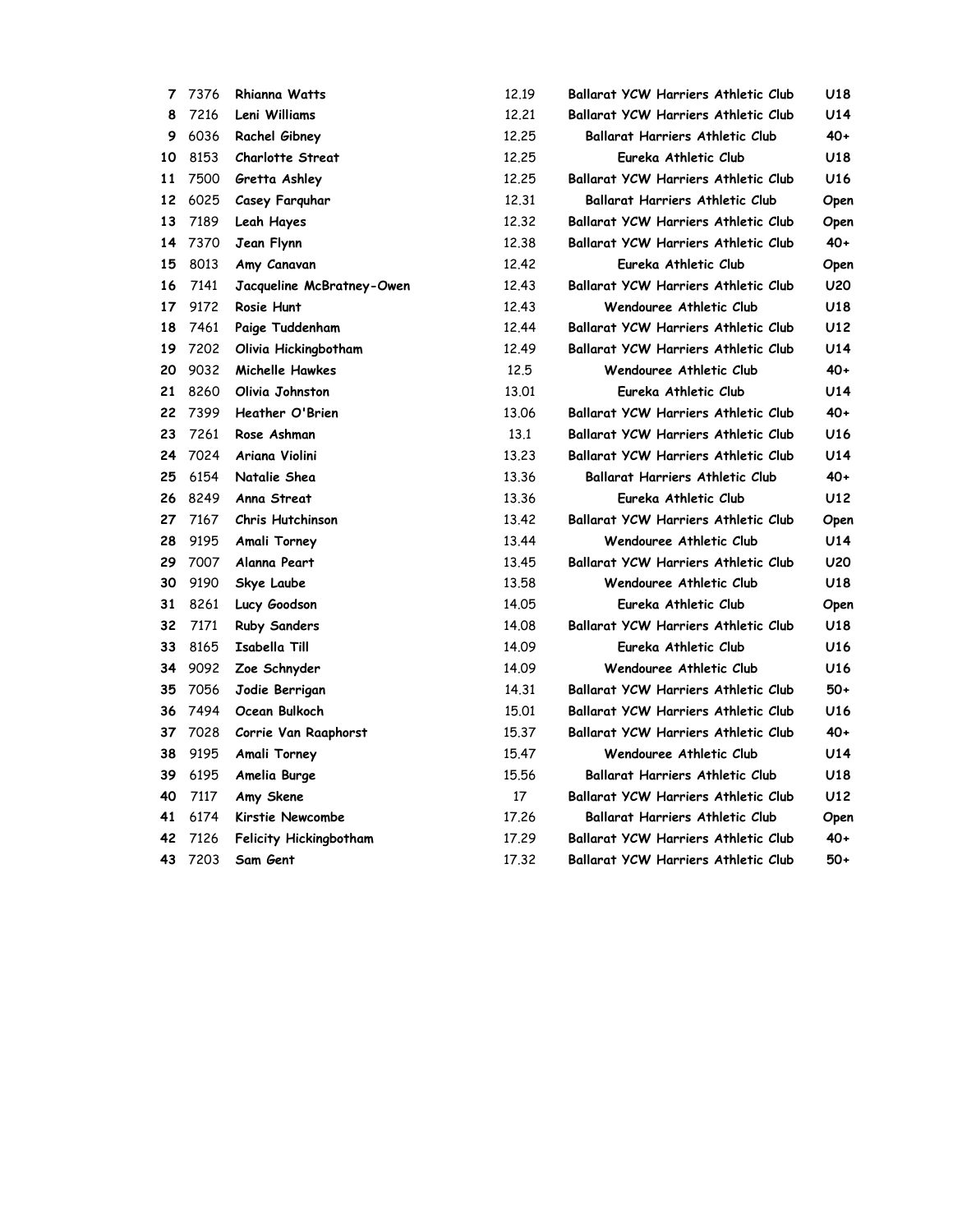| | | | | | |
|---|---|---|---|---|---|
| 7 | 7376 | Rhianna Watts | 12.19 | Ballarat YCW Harriers Athletic Club | U18 |
| 8 | 7216 | Leni Williams | 12.21 | Ballarat YCW Harriers Athletic Club | U14 |
| 9 | 6036 | Rachel Gibney | 12.25 | Ballarat Harriers Athletic Club | 40+ |
| 10 | 8153 | Charlotte Streat | 12.25 | Eureka Athletic Club | U18 |
| 11 | 7500 | Gretta Ashley | 12.25 | Ballarat YCW Harriers Athletic Club | U16 |
| 12 | 6025 | Casey Farquhar | 12.31 | Ballarat Harriers Athletic Club | Open |
| 13 | 7189 | Leah Hayes | 12.32 | Ballarat YCW Harriers Athletic Club | Open |
| 14 | 7370 | Jean Flynn | 12.38 | Ballarat YCW Harriers Athletic Club | 40+ |
| 15 | 8013 | Amy Canavan | 12.42 | Eureka Athletic Club | Open |
| 16 | 7141 | Jacqueline McBratney-Owen | 12.43 | Ballarat YCW Harriers Athletic Club | U20 |
| 17 | 9172 | Rosie Hunt | 12.43 | Wendouree Athletic Club | U18 |
| 18 | 7461 | Paige Tuddenham | 12.44 | Ballarat YCW Harriers Athletic Club | U12 |
| 19 | 7202 | Olivia Hickingbotham | 12.49 | Ballarat YCW Harriers Athletic Club | U14 |
| 20 | 9032 | Michelle Hawkes | 12.5 | Wendouree Athletic Club | 40+ |
| 21 | 8260 | Olivia Johnston | 13.01 | Eureka Athletic Club | U14 |
| 22 | 7399 | Heather O'Brien | 13.06 | Ballarat YCW Harriers Athletic Club | 40+ |
| 23 | 7261 | Rose Ashman | 13.1 | Ballarat YCW Harriers Athletic Club | U16 |
| 24 | 7024 | Ariana Violini | 13.23 | Ballarat YCW Harriers Athletic Club | U14 |
| 25 | 6154 | Natalie Shea | 13.36 | Ballarat Harriers Athletic Club | 40+ |
| 26 | 8249 | Anna Streat | 13.36 | Eureka Athletic Club | U12 |
| 27 | 7167 | Chris Hutchinson | 13.42 | Ballarat YCW Harriers Athletic Club | Open |
| 28 | 9195 | Amali Torney | 13.44 | Wendouree Athletic Club | U14 |
| 29 | 7007 | Alanna Peart | 13.45 | Ballarat YCW Harriers Athletic Club | U20 |
| 30 | 9190 | Skye Laube | 13.58 | Wendouree Athletic Club | U18 |
| 31 | 8261 | Lucy Goodson | 14.05 | Eureka Athletic Club | Open |
| 32 | 7171 | Ruby Sanders | 14.08 | Ballarat YCW Harriers Athletic Club | U18 |
| 33 | 8165 | Isabella Till | 14.09 | Eureka Athletic Club | U16 |
| 34 | 9092 | Zoe Schnyder | 14.09 | Wendouree Athletic Club | U16 |
| 35 | 7056 | Jodie Berrigan | 14.31 | Ballarat YCW Harriers Athletic Club | 50+ |
| 36 | 7494 | Ocean Bulkoch | 15.01 | Ballarat YCW Harriers Athletic Club | U16 |
| 37 | 7028 | Corrie Van Raaphorst | 15.37 | Ballarat YCW Harriers Athletic Club | 40+ |
| 38 | 9195 | Amali Torney | 15.47 | Wendouree Athletic Club | U14 |
| 39 | 6195 | Amelia Burge | 15.56 | Ballarat Harriers Athletic Club | U18 |
| 40 | 7117 | Amy Skene | 17 | Ballarat YCW Harriers Athletic Club | U12 |
| 41 | 6174 | Kirstie Newcombe | 17.26 | Ballarat Harriers Athletic Club | Open |
| 42 | 7126 | Felicity Hickingbotham | 17.29 | Ballarat YCW Harriers Athletic Club | 40+ |
| 43 | 7203 | Sam Gent | 17.32 | Ballarat YCW Harriers Athletic Club | 50+ |